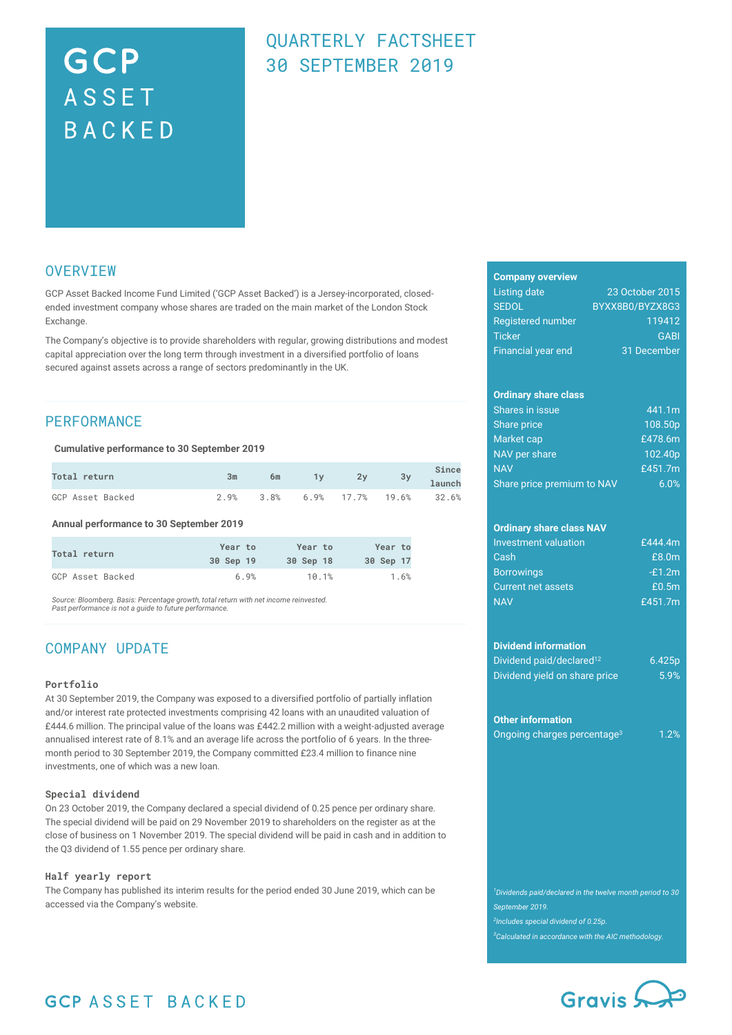# GCP ASSET BACKED

## QUARTERLY FACTSHEET 30 SEPTEMBER 2019

## OVERVIEW

GCP Asset Backed Income Fund Limited ('GCP Asset Backed') is a Jersey-incorporated, closed-ended investment company whose shares are traded on the main market of the London Stock Exchange.

The Company's objective is to provide shareholders with regular, growing distributions and modest capital appreciation over the long term through investment in a diversified portfolio of loans secured against assets across a range of sectors predominantly in the UK.

## PERFORMANCE

**Cumulative performance to 30 September 2019**

| Total return | 3m | 6m | 1y | 2y | 3y | Since launch |
|---|---|---|---|---|---|---|
| GCP Asset Backed | 2.9% | 3.8% | 6.9% | 17.7% | 19.6% | 32.6% |

**Annual performance to 30 September 2019**

| Total return | Year to 30 Sep 19 | Year to 30 Sep 18 | Year to 30 Sep 17 |
|---|---|---|---|
| GCP Asset Backed | 6.9% | 10.1% | 1.6% |

*Source: Bloomberg. Basis: Percentage growth, total return with net income reinvested.*
*Past performance is not a guide to future performance.*

## COMPANY UPDATE

### Portfolio

At 30 September 2019, the Company was exposed to a diversified portfolio of partially inflation and/or interest rate protected investments comprising 42 loans with an unaudited valuation of £444.6 million. The principal value of the loans was £442.2 million with a weight-adjusted average annualised interest rate of 8.1% and an average life across the portfolio of 6 years. In the three-month period to 30 September 2019, the Company committed £23.4 million to finance nine investments, one of which was a new loan.

### Special dividend

On 23 October 2019, the Company declared a special dividend of 0.25 pence per ordinary share. The special dividend will be paid on 29 November 2019 to shareholders on the register as at the close of business on 1 November 2019. The special dividend will be paid in cash and in addition to the Q3 dividend of 1.55 pence per ordinary share.

### Half yearly report

The Company has published its interim results for the period ended 30 June 2019, which can be accessed via the Company's website.

**Company overview**

| | |
|---|---|
| Listing date | 23 October 2015 |
| SEDOL | BYXX8B0/BYZX8G3 |
| Registered number | 119412 |
| Ticker | GABI |
| Financial year end | 31 December |

**Ordinary share class**

| | |
|---|---|
| Shares in issue | 441.1m |
| Share price | 108.50p |
| Market cap | £478.6m |
| NAV per share | 102.40p |
| NAV | £451.7m |
| Share price premium to NAV | 6.0% |

**Ordinary share class NAV**

| | |
|---|---|
| Investment valuation | £444.4m |
| Cash | £8.0m |
| Borrowings | -£1.2m |
| Current net assets | £0.5m |
| NAV | £451.7m |

**Dividend information**

| | |
|---|---|
| Dividend paid/declared[1][2] | 6.425p |
| Dividend yield on share price | 5.9% |

**Other information**

| | |
|---|---|
| Ongoing charges percentage[3] | 1.2% |

*[1] Dividends paid/declared in the twelve month period to 30 September 2019.*
*[2] Includes special dividend of 0.25p.*
*[3] Calculated in accordance with the AIC methodology.*

GCP ASSET BACKED

Gravis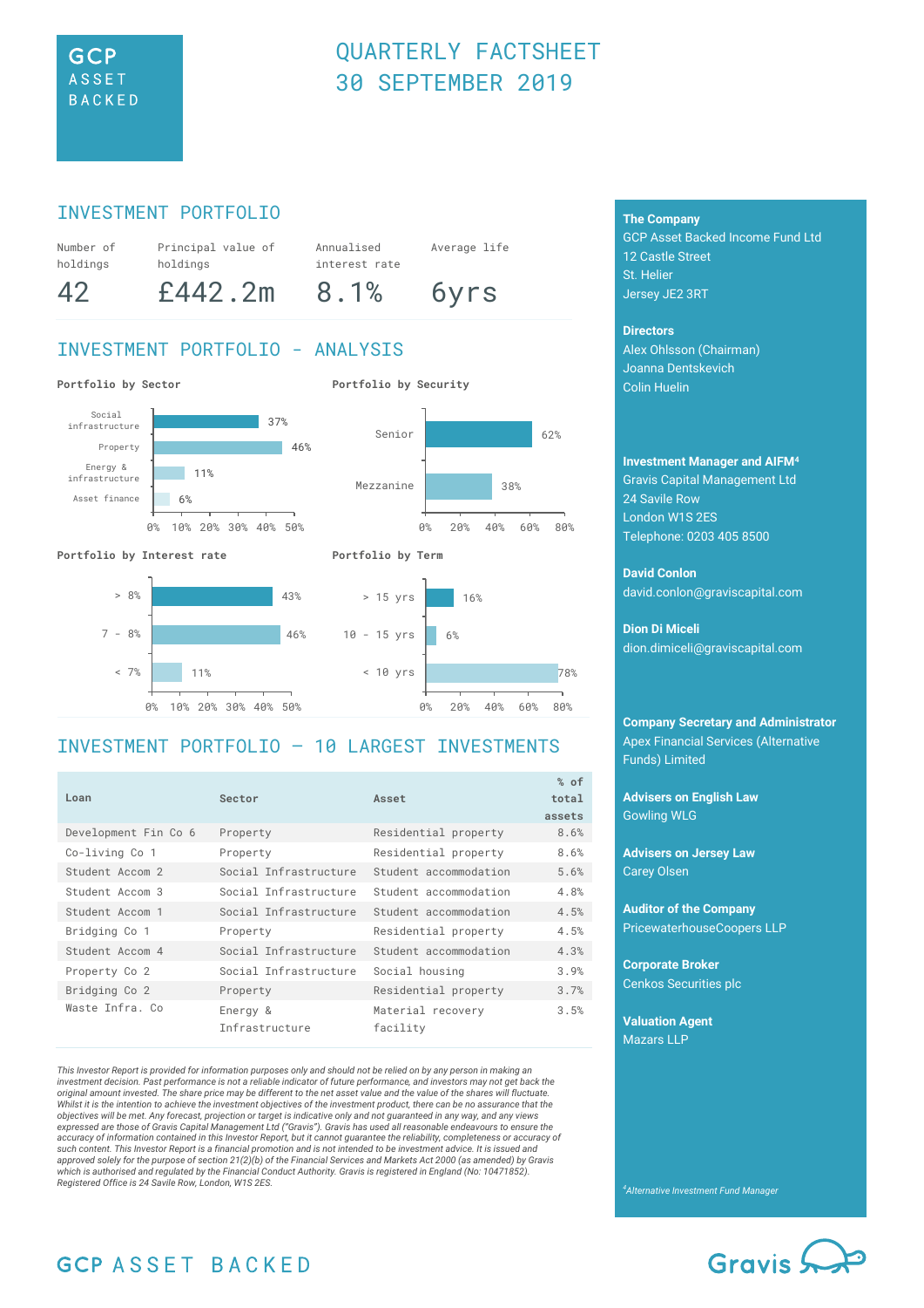# GCP ASSET BACKED

# QUARTERLY FACTSHEET 30 SEPTEMBER 2019

## INVESTMENT PORTFOLIO

| Number of holdings | Principal value of holdings | Annualised interest rate | Average life |
|---|---|---|---|
| 42 | £442.2m | 8.1% | 6yrs |

## INVESTMENT PORTFOLIO - ANALYSIS

**Portfolio by Sector**

Social infrastructure 37%
Property 46%
Energy & infrastructure 11%
Asset finance 6%
0% 10% 20% 30% 40% 50%

**Portfolio by Security**

Senior 62%
Mezzanine 38%
0% 20% 40% 60% 80%

**Portfolio by Interest rate**

> 8% 43%
7 - 8% 46%
< 7% 11%
0% 10% 20% 30% 40% 50%

**Portfolio by Term**

> 15 yrs 16%
10 - 15 yrs 6%
< 10 yrs 78%
0% 20% 40% 60% 80%

## INVESTMENT PORTFOLIO – 10 LARGEST INVESTMENTS

| Loan | Sector | Asset | % of total assets |
|---|---|---|---|
| Development Fin Co 6 | Property | Residential property | 8.6% |
| Co-living Co 1 | Property | Residential property | 8.6% |
| Student Accom 2 | Social Infrastructure | Student accommodation | 5.6% |
| Student Accom 3 | Social Infrastructure | Student accommodation | 4.8% |
| Student Accom 1 | Social Infrastructure | Student accommodation | 4.5% |
| Bridging Co 1 | Property | Residential property | 4.5% |
| Student Accom 4 | Social Infrastructure | Student accommodation | 4.3% |
| Property Co 2 | Social Infrastructure | Social housing | 3.9% |
| Bridging Co 2 | Property | Residential property | 3.7% |
| Waste Infra. Co | Energy & Infrastructure | Material recovery facility | 3.5% |

*This Investor Report is provided for information purposes only and should not be relied on by any person in making an investment decision. Past performance is not a reliable indicator of future performance, and investors may not get back the original amount invested. The share price may be different to the net asset value and the value of the shares will fluctuate. Whilst it is the intention to achieve the investment objectives of the investment product, there can be no assurance that the objectives will be met. Any forecast, projection or target is indicative only and not guaranteed in any way, and any views expressed are those of Gravis Capital Management Ltd ("Gravis"). Gravis has used all reasonable endeavours to ensure the accuracy of information contained in this Investor Report, but it cannot guarantee the reliability, completeness or accuracy of such content. This Investor Report is a financial promotion and is not intended to be investment advice. It is issued and approved solely for the purpose of section 21(2)(b) of the Financial Services and Markets Act 2000 (as amended) by Gravis which is authorised and regulated by the Financial Conduct Authority. Gravis is registered in England (No: 10471852). Registered Office is 24 Savile Row, London, W1S 2ES.*

**The Company**
GCP Asset Backed Income Fund Ltd
12 Castle Street
St. Helier
Jersey JE2 3RT

**Directors**
Alex Ohlsson (Chairman)
Joanna Dentskevich
Colin Huelin

**Investment Manager and AIFM[4]**
Gravis Capital Management Ltd
24 Savile Row
London W1S 2ES
Telephone: 0203 405 8500

**David Conlon**
david.conlon@graviscapital.com

**Dion Di Miceli**
dion.dimiceli@graviscapital.com

**Company Secretary and Administrator**
Apex Financial Services (Alternative Funds) Limited

**Advisers on English Law**
Gowling WLG

**Advisers on Jersey Law**
Carey Olsen

**Auditor of the Company**
PricewaterhouseCoopers LLP

**Corporate Broker**
Cenkos Securities plc

**Valuation Agent**
Mazars LLP

*[4]Alternative Investment Fund Manager*

GCP ASSET BACKED

Gravis